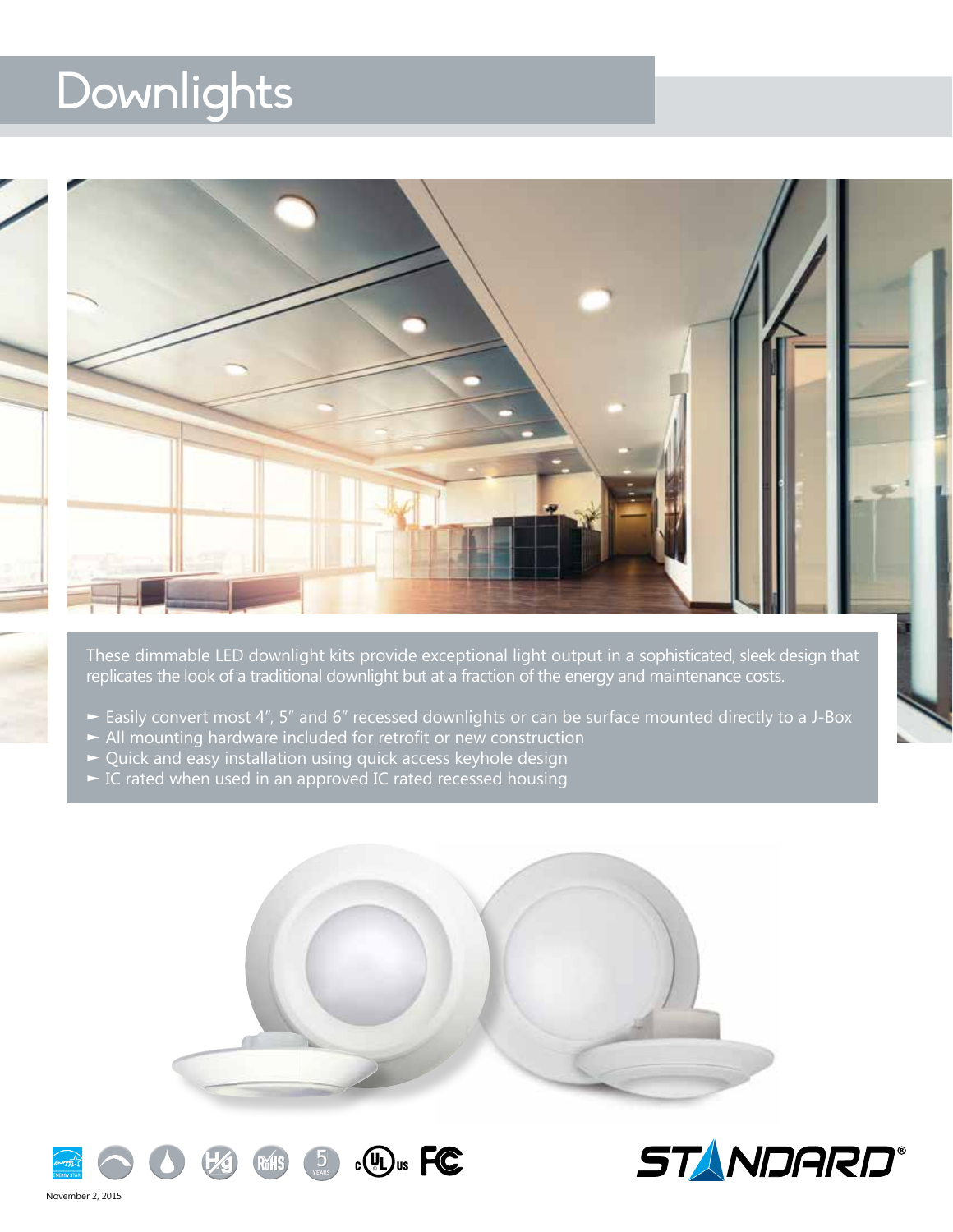# Downlights

These dimmable LED downlight kits provide exceptional light output in a sophisticated, sleek design that replicates the look of a traditional downlight but at a fraction of the energy and maintenance costs.

- Easily convert most 4", 5" and 6" recessed downlights or can be surface mounted directly to a J-Box
- All mounting hardware included for retrofit or new construction
- Quick and easy installation using quick access keyhole design
- IC rated when used in an approved IC rated recessed housing

November 2, 2015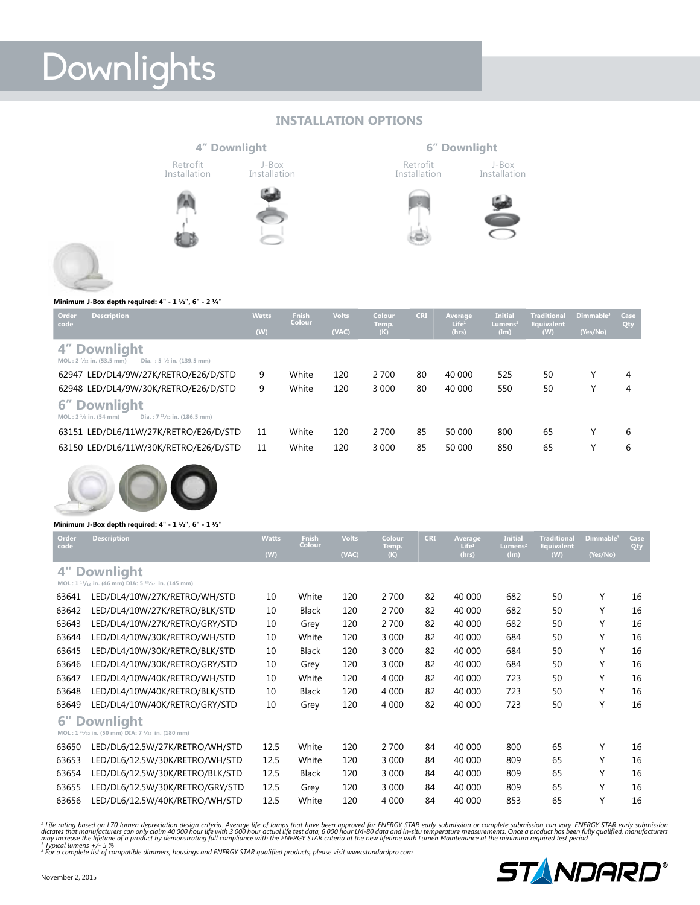# Downlights

## INSTALLATION OPTIONS

**4" Downlight** — Retrofit Installation, J-Box Installation

**6" Downlight** — Retrofit Installation, J-Box Installation

**Minimum J-Box depth required: 4" - 1 ½", 6" - 2 ¼"**

| Order code | Description | Watts (W) | Finish Colour | Volts (VAC) | Colour Temp. (K) | CRI | Average Life[1] (hrs) | Initial Lumens[2] (lm) | Traditional Equivalent (W) | Dimmable[3] (Yes/No) | Case Qty |
|---|---|---|---|---|---|---|---|---|---|---|---|
| **4" Downlight** MOL : 2 ²/₃₂ in. (53.5 mm) Dia. : 5 ¹/₂ in. (139.5 mm) | | | | | | | | | | | |
| 62947 | LED/DL4/9W/27K/RETRO/E26/D/STD | 9 | White | 120 | 2 700 | 80 | 40 000 | 525 | 50 | Y | 4 |
| 62948 | LED/DL4/9W/30K/RETRO/E26/D/STD | 9 | White | 120 | 3 000 | 80 | 40 000 | 550 | 50 | Y | 4 |
| **6" Downlight** MOL : 2 ¹/₈ in. (54 mm) Dia. : 7 ¹¹/₃₂ in. (186.5 mm) | | | | | | | | | | | |
| 63151 | LED/DL6/11W/27K/RETRO/E26/D/STD | 11 | White | 120 | 2 700 | 85 | 50 000 | 800 | 65 | Y | 6 |
| 63150 | LED/DL6/11W/30K/RETRO/E26/D/STD | 11 | White | 120 | 3 000 | 85 | 50 000 | 850 | 65 | Y | 6 |

**Minimum J-Box depth required: 4" - 1 ½", 6" - 1 ½"**

| Order code | Description | Watts (W) | Finish Colour | Volts (VAC) | Colour Temp. (K) | CRI | Average Life[1] (hrs) | Initial Lumens[2] (lm) | Traditional Equivalent (W) | Dimmable[3] (Yes/No) | Case Qty |
|---|---|---|---|---|---|---|---|---|---|---|---|
| **4" Downlight** MOL : 1 ¹³/₁₆ in. (46 mm) DIA: 5 ²³/₃₂ in. (145 mm) | | | | | | | | | | | |
| 63641 | LED/DL4/10W/27K/RETRO/WH/STD | 10 | White | 120 | 2 700 | 82 | 40 000 | 682 | 50 | Y | 16 |
| 63642 | LED/DL4/10W/27K/RETRO/BLK/STD | 10 | Black | 120 | 2 700 | 82 | 40 000 | 682 | 50 | Y | 16 |
| 63643 | LED/DL4/10W/27K/RETRO/GRY/STD | 10 | Grey | 120 | 2 700 | 82 | 40 000 | 682 | 50 | Y | 16 |
| 63644 | LED/DL4/10W/30K/RETRO/WH/STD | 10 | White | 120 | 3 000 | 82 | 40 000 | 684 | 50 | Y | 16 |
| 63645 | LED/DL4/10W/30K/RETRO/BLK/STD | 10 | Black | 120 | 3 000 | 82 | 40 000 | 684 | 50 | Y | 16 |
| 63646 | LED/DL4/10W/30K/RETRO/GRY/STD | 10 | Grey | 120 | 3 000 | 82 | 40 000 | 684 | 50 | Y | 16 |
| 63647 | LED/DL4/10W/40K/RETRO/WH/STD | 10 | White | 120 | 4 000 | 82 | 40 000 | 723 | 50 | Y | 16 |
| 63648 | LED/DL4/10W/40K/RETRO/BLK/STD | 10 | Black | 120 | 4 000 | 82 | 40 000 | 723 | 50 | Y | 16 |
| 63649 | LED/DL4/10W/40K/RETRO/GRY/STD | 10 | Grey | 120 | 4 000 | 82 | 40 000 | 723 | 50 | Y | 16 |
| **6" Downlight** MOL : 1 ³¹/₃₂ in. (50 mm) DIA: 7 ¹/₃₂ in. (180 mm) | | | | | | | | | | | |
| 63650 | LED/DL6/12.5W/27K/RETRO/WH/STD | 12.5 | White | 120 | 2 700 | 84 | 40 000 | 800 | 65 | Y | 16 |
| 63653 | LED/DL6/12.5W/30K/RETRO/WH/STD | 12.5 | White | 120 | 3 000 | 84 | 40 000 | 809 | 65 | Y | 16 |
| 63654 | LED/DL6/12.5W/30K/RETRO/BLK/STD | 12.5 | Black | 120 | 3 000 | 84 | 40 000 | 809 | 65 | Y | 16 |
| 63655 | LED/DL6/12.5W/30K/RETRO/GRY/STD | 12.5 | Grey | 120 | 3 000 | 84 | 40 000 | 809 | 65 | Y | 16 |
| 63656 | LED/DL6/12.5W/40K/RETRO/WH/STD | 12.5 | White | 120 | 4 000 | 84 | 40 000 | 853 | 65 | Y | 16 |

*[1] Life rating based on L70 lumen depreciation design criteria. Average life of lamps that have been approved for ENERGY STAR early submission or complete submission can vary. ENERGY STAR early submission dictates that manufacturers can only claim 40 000 hour life with 3 000 hour actual life test data, 6 000 hour LM-80 data and in-situ temperature measurements. Once a product has been fully qualified, manufacturers may increase the lifetime of a product by demonstrating full compliance with the ENERGY STAR criteria at the new lifetime with Lumen Maintenance at the minimum required test period.*
*[2] Typical lumens +/- 5 %*
*[3] For a complete list of compatible dimmers, housings and ENERGY STAR qualified products, please visit www.standardpro.com*

November 2, 2015

STANDARD®